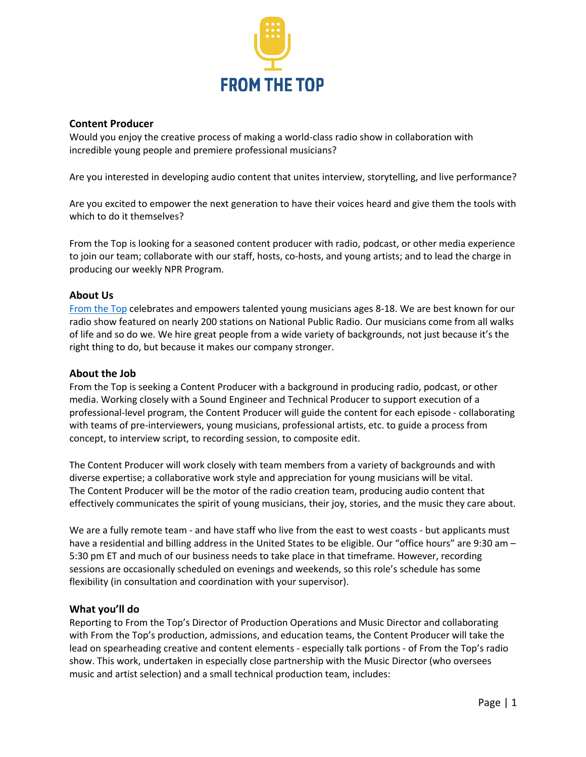FROM THE TOP

## Content Producer

Would you enjoy the creative process of making a world-class radio show in collaboration with incredible young people and premiere professional musicians?

Are you interested in developing audio content that unites interview, storytelling, and live performance?

Are you excited to empower the next generation to have their voices heard and give them the tools with which to do it themselves?

From the Top is looking for a seasoned content producer with radio, podcast, or other media experience to join our team; collaborate with our staff, hosts, co-hosts, and young artists; and to lead the charge in producing our weekly NPR Program.

## About Us

[From the Top](From the Top) celebrates and empowers talented young musicians ages 8-18. We are best known for our radio show featured on nearly 200 stations on National Public Radio. Our musicians come from all walks of life and so do we. We hire great people from a wide variety of backgrounds, not just because it's the right thing to do, but because it makes our company stronger.

## About the Job

From the Top is seeking a Content Producer with a background in producing radio, podcast, or other media. Working closely with a Sound Engineer and Technical Producer to support execution of a professional-level program, the Content Producer will guide the content for each episode - collaborating with teams of pre-interviewers, young musicians, professional artists, etc. to guide a process from concept, to interview script, to recording session, to composite edit.

The Content Producer will work closely with team members from a variety of backgrounds and with diverse expertise; a collaborative work style and appreciation for young musicians will be vital. The Content Producer will be the motor of the radio creation team, producing audio content that effectively communicates the spirit of young musicians, their joy, stories, and the music they care about.

We are a fully remote team - and have staff who live from the east to west coasts - but applicants must have a residential and billing address in the United States to be eligible. Our "office hours" are 9:30 am – 5:30 pm ET and much of our business needs to take place in that timeframe. However, recording sessions are occasionally scheduled on evenings and weekends, so this role's schedule has some flexibility (in consultation and coordination with your supervisor).

## What you'll do

Reporting to From the Top's Director of Production Operations and Music Director and collaborating with From the Top's production, admissions, and education teams, the Content Producer will take the lead on spearheading creative and content elements - especially talk portions - of From the Top's radio show. This work, undertaken in especially close partnership with the Music Director (who oversees music and artist selection) and a small technical production team, includes: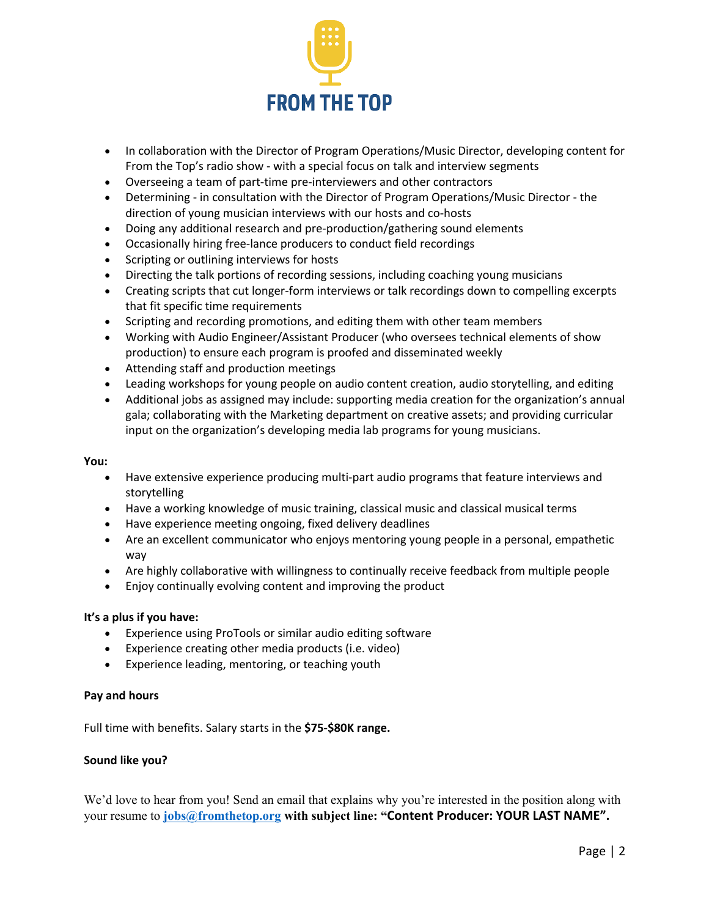- In collaboration with the Director of Program Operations/Music Director, developing content for From the Top's radio show - with a special focus on talk and interview segments
- Overseeing a team of part-time pre-interviewers and other contractors
- Determining - in consultation with the Director of Program Operations/Music Director - the direction of young musician interviews with our hosts and co-hosts
- Doing any additional research and pre-production/gathering sound elements
- Occasionally hiring free-lance producers to conduct field recordings
- Scripting or outlining interviews for hosts
- Directing the talk portions of recording sessions, including coaching young musicians
- Creating scripts that cut longer-form interviews or talk recordings down to compelling excerpts that fit specific time requirements
- Scripting and recording promotions, and editing them with other team members
- Working with Audio Engineer/Assistant Producer (who oversees technical elements of show production) to ensure each program is proofed and disseminated weekly
- Attending staff and production meetings
- Leading workshops for young people on audio content creation, audio storytelling, and editing
- Additional jobs as assigned may include: supporting media creation for the organization's annual gala; collaborating with the Marketing department on creative assets; and providing curricular input on the organization's developing media lab programs for young musicians.

**You:**

- Have extensive experience producing multi-part audio programs that feature interviews and storytelling
- Have a working knowledge of music training, classical music and classical musical terms
- Have experience meeting ongoing, fixed delivery deadlines
- Are an excellent communicator who enjoys mentoring young people in a personal, empathetic way
- Are highly collaborative with willingness to continually receive feedback from multiple people
- Enjoy continually evolving content and improving the product

**It's a plus if you have:**

- Experience using ProTools or similar audio editing software
- Experience creating other media products (i.e. video)
- Experience leading, mentoring, or teaching youth

**Pay and hours**

Full time with benefits. Salary starts in the **$75-$80K range.**

**Sound like you?**

We'd love to hear from you! Send an email that explains why you're interested in the position along with your resume to **jobs@fromthetop.org with subject line: "Content Producer: YOUR LAST NAME".**